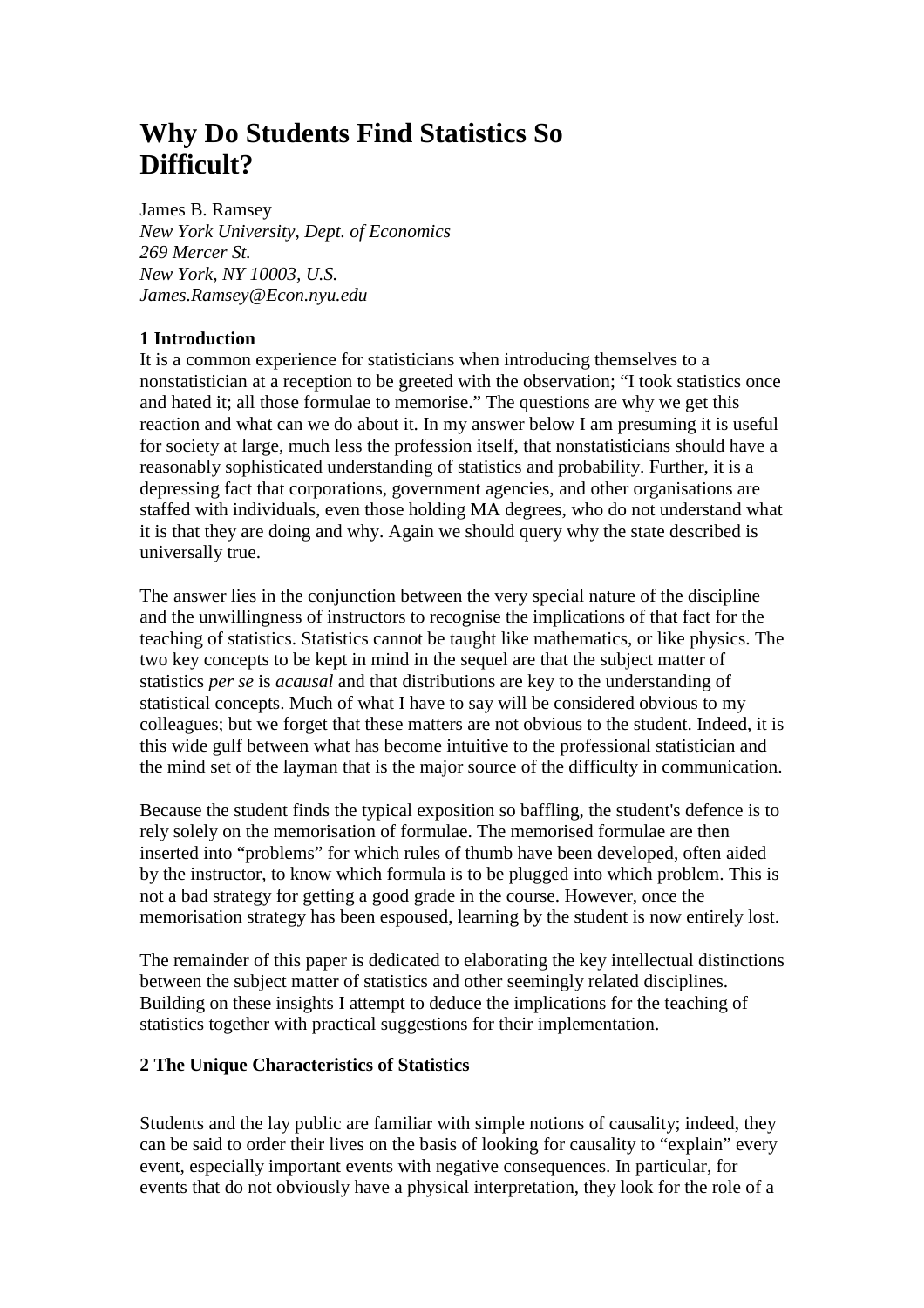# Why Do Students Find Statistics So Difficult?

James B. Ramsey
*New York University, Dept. of Economics*
*269 Mercer St.*
*New York, NY 10003, U.S.*
*James.Ramsey@Econ.nyu.edu*

## 1 Introduction

It is a common experience for statisticians when introducing themselves to a nonstatistician at a reception to be greeted with the observation; "I took statistics once and hated it; all those formulae to memorise." The questions are why we get this reaction and what can we do about it. In my answer below I am presuming it is useful for society at large, much less the profession itself, that nonstatisticians should have a reasonably sophisticated understanding of statistics and probability. Further, it is a depressing fact that corporations, government agencies, and other organisations are staffed with individuals, even those holding MA degrees, who do not understand what it is that they are doing and why. Again we should query why the state described is universally true.

The answer lies in the conjunction between the very special nature of the discipline and the unwillingness of instructors to recognise the implications of that fact for the teaching of statistics. Statistics cannot be taught like mathematics, or like physics. The two key concepts to be kept in mind in the sequel are that the subject matter of statistics *per se* is *acausal* and that distributions are key to the understanding of statistical concepts. Much of what I have to say will be considered obvious to my colleagues; but we forget that these matters are not obvious to the student. Indeed, it is this wide gulf between what has become intuitive to the professional statistician and the mind set of the layman that is the major source of the difficulty in communication.

Because the student finds the typical exposition so baffling, the student's defence is to rely solely on the memorisation of formulae. The memorised formulae are then inserted into "problems" for which rules of thumb have been developed, often aided by the instructor, to know which formula is to be plugged into which problem. This is not a bad strategy for getting a good grade in the course. However, once the memorisation strategy has been espoused, learning by the student is now entirely lost.

The remainder of this paper is dedicated to elaborating the key intellectual distinctions between the subject matter of statistics and other seemingly related disciplines. Building on these insights I attempt to deduce the implications for the teaching of statistics together with practical suggestions for their implementation.

## 2 The Unique Characteristics of Statistics

Students and the lay public are familiar with simple notions of causality; indeed, they can be said to order their lives on the basis of looking for causality to "explain" every event, especially important events with negative consequences. In particular, for events that do not obviously have a physical interpretation, they look for the role of a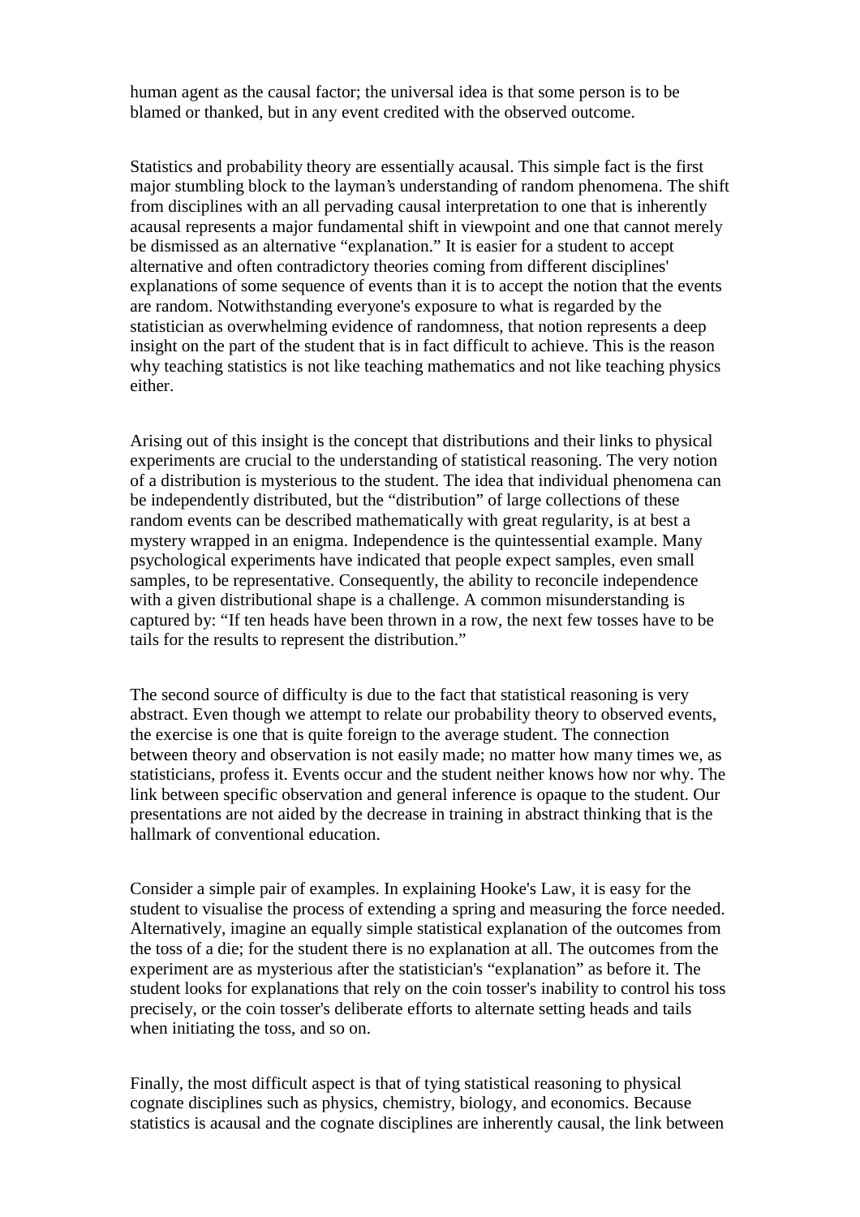human agent as the causal factor; the universal idea is that some person is to be blamed or thanked, but in any event credited with the observed outcome.

Statistics and probability theory are essentially acausal. This simple fact is the first major stumbling block to the layman's understanding of random phenomena. The shift from disciplines with an all pervading causal interpretation to one that is inherently acausal represents a major fundamental shift in viewpoint and one that cannot merely be dismissed as an alternative "explanation." It is easier for a student to accept alternative and often contradictory theories coming from different disciplines' explanations of some sequence of events than it is to accept the notion that the events are random. Notwithstanding everyone's exposure to what is regarded by the statistician as overwhelming evidence of randomness, that notion represents a deep insight on the part of the student that is in fact difficult to achieve. This is the reason why teaching statistics is not like teaching mathematics and not like teaching physics either.

Arising out of this insight is the concept that distributions and their links to physical experiments are crucial to the understanding of statistical reasoning. The very notion of a distribution is mysterious to the student. The idea that individual phenomena can be independently distributed, but the "distribution" of large collections of these random events can be described mathematically with great regularity, is at best a mystery wrapped in an enigma. Independence is the quintessential example. Many psychological experiments have indicated that people expect samples, even small samples, to be representative. Consequently, the ability to reconcile independence with a given distributional shape is a challenge. A common misunderstanding is captured by: "If ten heads have been thrown in a row, the next few tosses have to be tails for the results to represent the distribution."

The second source of difficulty is due to the fact that statistical reasoning is very abstract. Even though we attempt to relate our probability theory to observed events, the exercise is one that is quite foreign to the average student. The connection between theory and observation is not easily made; no matter how many times we, as statisticians, profess it. Events occur and the student neither knows how nor why. The link between specific observation and general inference is opaque to the student. Our presentations are not aided by the decrease in training in abstract thinking that is the hallmark of conventional education.

Consider a simple pair of examples. In explaining Hooke's Law, it is easy for the student to visualise the process of extending a spring and measuring the force needed. Alternatively, imagine an equally simple statistical explanation of the outcomes from the toss of a die; for the student there is no explanation at all. The outcomes from the experiment are as mysterious after the statistician's "explanation" as before it. The student looks for explanations that rely on the coin tosser's inability to control his toss precisely, or the coin tosser's deliberate efforts to alternate setting heads and tails when initiating the toss, and so on.

Finally, the most difficult aspect is that of tying statistical reasoning to physical cognate disciplines such as physics, chemistry, biology, and economics. Because statistics is acausal and the cognate disciplines are inherently causal, the link between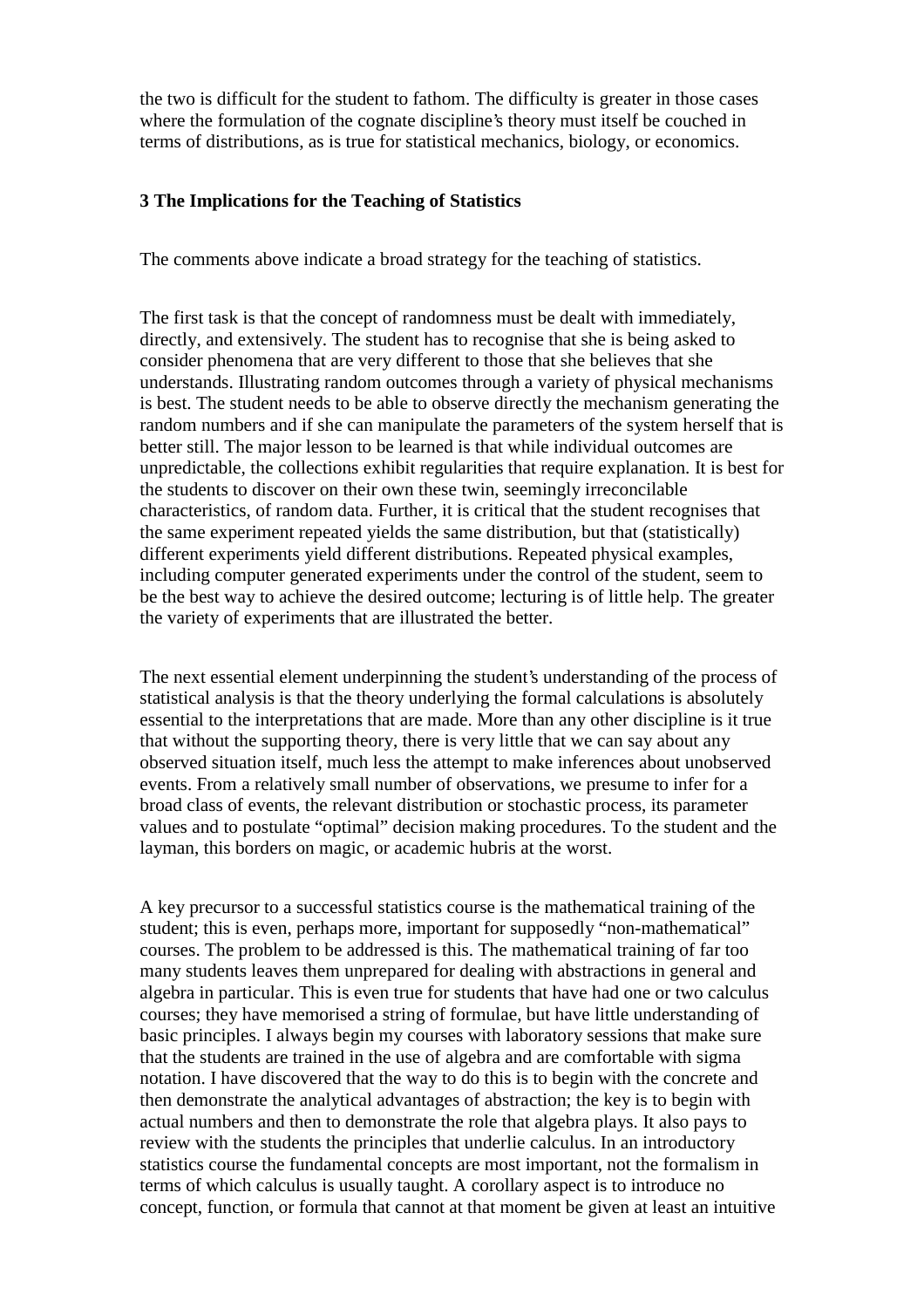the two is difficult for the student to fathom. The difficulty is greater in those cases where the formulation of the cognate discipline's theory must itself be couched in terms of distributions, as is true for statistical mechanics, biology, or economics.

## 3 The Implications for the Teaching of Statistics

The comments above indicate a broad strategy for the teaching of statistics.

The first task is that the concept of randomness must be dealt with immediately, directly, and extensively. The student has to recognise that she is being asked to consider phenomena that are very different to those that she believes that she understands. Illustrating random outcomes through a variety of physical mechanisms is best. The student needs to be able to observe directly the mechanism generating the random numbers and if she can manipulate the parameters of the system herself that is better still. The major lesson to be learned is that while individual outcomes are unpredictable, the collections exhibit regularities that require explanation. It is best for the students to discover on their own these twin, seemingly irreconcilable characteristics, of random data. Further, it is critical that the student recognises that the same experiment repeated yields the same distribution, but that (statistically) different experiments yield different distributions. Repeated physical examples, including computer generated experiments under the control of the student, seem to be the best way to achieve the desired outcome; lecturing is of little help. The greater the variety of experiments that are illustrated the better.

The next essential element underpinning the student's understanding of the process of statistical analysis is that the theory underlying the formal calculations is absolutely essential to the interpretations that are made. More than any other discipline is it true that without the supporting theory, there is very little that we can say about any observed situation itself, much less the attempt to make inferences about unobserved events. From a relatively small number of observations, we presume to infer for a broad class of events, the relevant distribution or stochastic process, its parameter values and to postulate "optimal" decision making procedures. To the student and the layman, this borders on magic, or academic hubris at the worst.

A key precursor to a successful statistics course is the mathematical training of the student; this is even, perhaps more, important for supposedly "non-mathematical" courses. The problem to be addressed is this. The mathematical training of far too many students leaves them unprepared for dealing with abstractions in general and algebra in particular. This is even true for students that have had one or two calculus courses; they have memorised a string of formulae, but have little understanding of basic principles. I always begin my courses with laboratory sessions that make sure that the students are trained in the use of algebra and are comfortable with sigma notation. I have discovered that the way to do this is to begin with the concrete and then demonstrate the analytical advantages of abstraction; the key is to begin with actual numbers and then to demonstrate the role that algebra plays. It also pays to review with the students the principles that underlie calculus. In an introductory statistics course the fundamental concepts are most important, not the formalism in terms of which calculus is usually taught. A corollary aspect is to introduce no concept, function, or formula that cannot at that moment be given at least an intuitive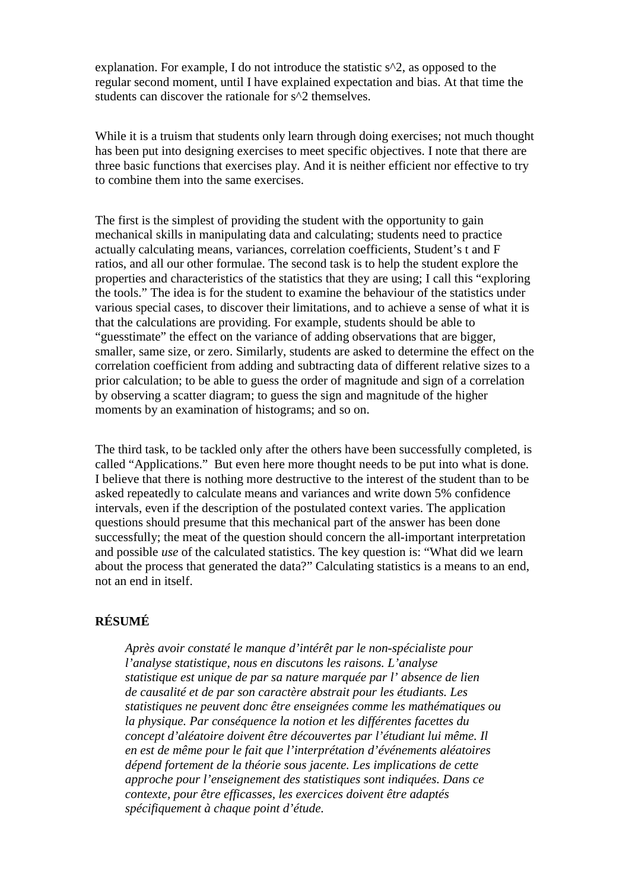explanation. For example, I do not introduce the statistic $s^2$, as opposed to the regular second moment, until I have explained expectation and bias. At that time the students can discover the rationale for $s^2$ themselves.

While it is a truism that students only learn through doing exercises; not much thought has been put into designing exercises to meet specific objectives. I note that there are three basic functions that exercises play. And it is neither efficient nor effective to try to combine them into the same exercises.

The first is the simplest of providing the student with the opportunity to gain mechanical skills in manipulating data and calculating; students need to practice actually calculating means, variances, correlation coefficients, Student's t and F ratios, and all our other formulae. The second task is to help the student explore the properties and characteristics of the statistics that they are using; I call this "exploring the tools." The idea is for the student to examine the behaviour of the statistics under various special cases, to discover their limitations, and to achieve a sense of what it is that the calculations are providing. For example, students should be able to "guesstimate" the effect on the variance of adding observations that are bigger, smaller, same size, or zero. Similarly, students are asked to determine the effect on the correlation coefficient from adding and subtracting data of different relative sizes to a prior calculation; to be able to guess the order of magnitude and sign of a correlation by observing a scatter diagram; to guess the sign and magnitude of the higher moments by an examination of histograms; and so on.

The third task, to be tackled only after the others have been successfully completed, is called "Applications." But even here more thought needs to be put into what is done. I believe that there is nothing more destructive to the interest of the student than to be asked repeatedly to calculate means and variances and write down 5% confidence intervals, even if the description of the postulated context varies. The application questions should presume that this mechanical part of the answer has been done successfully; the meat of the question should concern the all-important interpretation and possible *use* of the calculated statistics. The key question is: "What did we learn about the process that generated the data?" Calculating statistics is a means to an end, not an end in itself.

**RÉSUMÉ**

*Après avoir constaté le manque d'intérêt par le non-spécialiste pour l'analyse statistique, nous en discutons les raisons. L'analyse statistique est unique de par sa nature marquée par l' absence de lien de causalité et de par son caractère abstrait pour les étudiants. Les statistiques ne peuvent donc être enseignées comme les mathématiques ou la physique. Par conséquence la notion et les différentes facettes du concept d'aléatoire doivent être découvertes par l'étudiant lui même. Il en est de même pour le fait que l'interprétation d'événements aléatoires dépend fortement de la théorie sous jacente. Les implications de cette approche pour l'enseignement des statistiques sont indiquées. Dans ce contexte, pour être efficasses, les exercices doivent être adaptés spécifiquement à chaque point d'étude.*